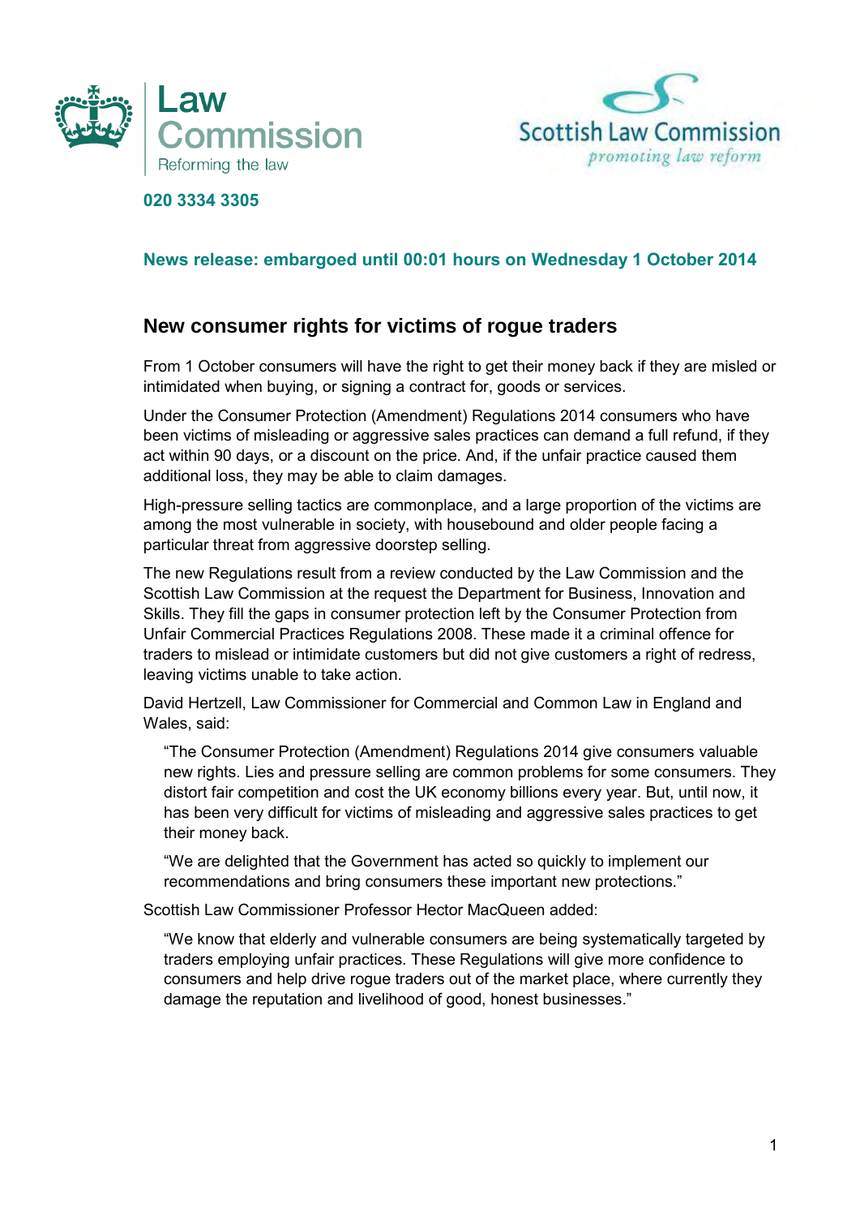Law Commission
Reforming the law

Scottish Law Commission
*promoting law reform*

**020 3334 3305**

**News release: embargoed until 00:01 hours on Wednesday 1 October 2014**

## New consumer rights for victims of rogue traders

From 1 October consumers will have the right to get their money back if they are misled or intimidated when buying, or signing a contract for, goods or services.

Under the Consumer Protection (Amendment) Regulations 2014 consumers who have been victims of misleading or aggressive sales practices can demand a full refund, if they act within 90 days, or a discount on the price. And, if the unfair practice caused them additional loss, they may be able to claim damages.

High-pressure selling tactics are commonplace, and a large proportion of the victims are among the most vulnerable in society, with housebound and older people facing a particular threat from aggressive doorstep selling.

The new Regulations result from a review conducted by the Law Commission and the Scottish Law Commission at the request the Department for Business, Innovation and Skills. They fill the gaps in consumer protection left by the Consumer Protection from Unfair Commercial Practices Regulations 2008. These made it a criminal offence for traders to mislead or intimidate customers but did not give customers a right of redress, leaving victims unable to take action.

David Hertzell, Law Commissioner for Commercial and Common Law in England and Wales, said:

> "The Consumer Protection (Amendment) Regulations 2014 give consumers valuable new rights. Lies and pressure selling are common problems for some consumers. They distort fair competition and cost the UK economy billions every year. But, until now, it has been very difficult for victims of misleading and aggressive sales practices to get their money back.
>
> "We are delighted that the Government has acted so quickly to implement our recommendations and bring consumers these important new protections."

Scottish Law Commissioner Professor Hector MacQueen added:

> "We know that elderly and vulnerable consumers are being systematically targeted by traders employing unfair practices. These Regulations will give more confidence to consumers and help drive rogue traders out of the market place, where currently they damage the reputation and livelihood of good, honest businesses."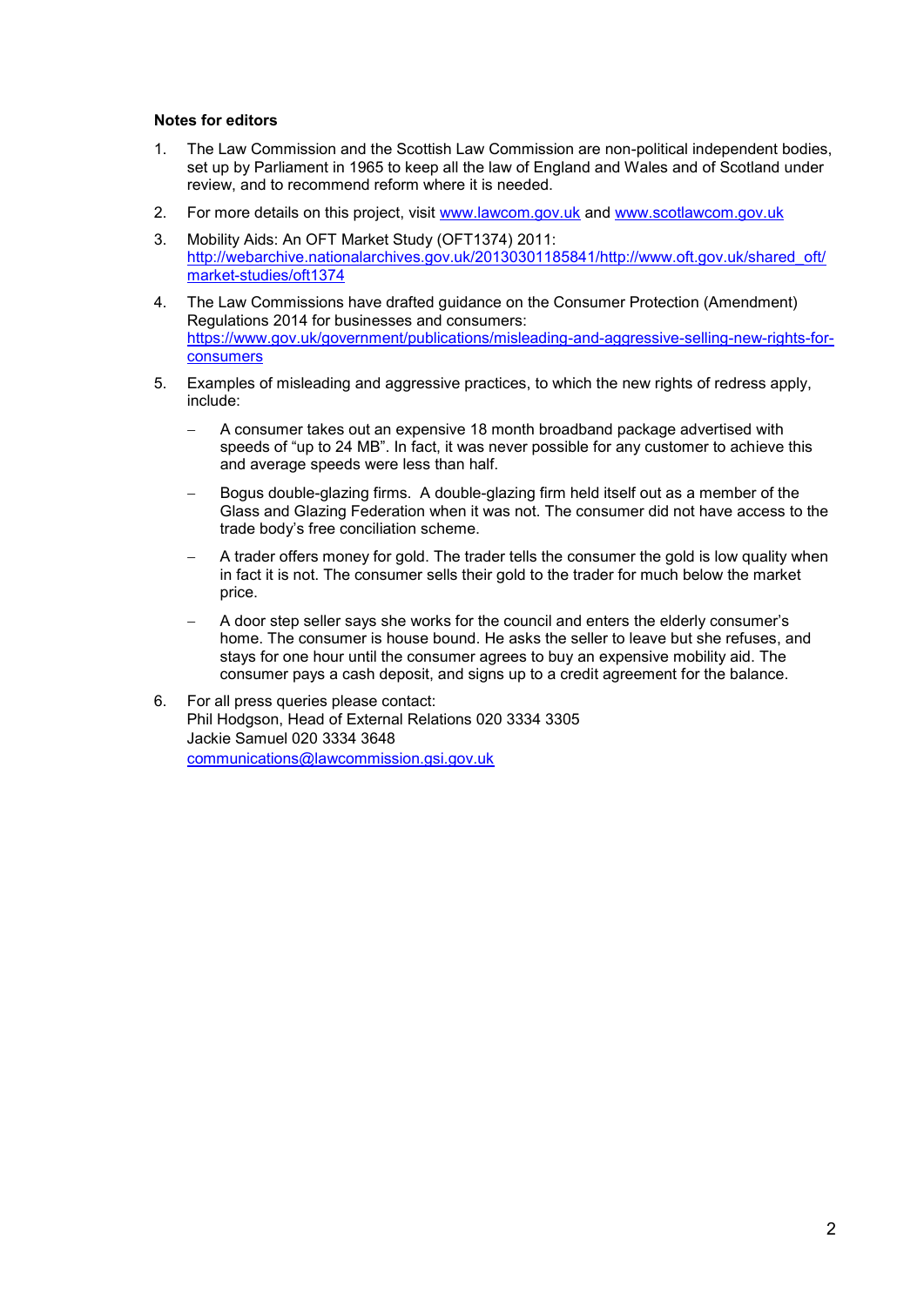**Notes for editors**

1. The Law Commission and the Scottish Law Commission are non-political independent bodies, set up by Parliament in 1965 to keep all the law of England and Wales and of Scotland under review, and to recommend reform where it is needed.

2. For more details on this project, visit www.lawcom.gov.uk and www.scotlawcom.gov.uk

3. Mobility Aids: An OFT Market Study (OFT1374) 2011: http://webarchive.nationalarchives.gov.uk/20130301185841/http://www.oft.gov.uk/shared_oft/market-studies/oft1374

4. The Law Commissions have drafted guidance on the Consumer Protection (Amendment) Regulations 2014 for businesses and consumers: https://www.gov.uk/government/publications/misleading-and-aggressive-selling-new-rights-for-consumers

5. Examples of misleading and aggressive practices, to which the new rights of redress apply, include:

   - A consumer takes out an expensive 18 month broadband package advertised with speeds of "up to 24 MB". In fact, it was never possible for any customer to achieve this and average speeds were less than half.
   - Bogus double-glazing firms. A double-glazing firm held itself out as a member of the Glass and Glazing Federation when it was not. The consumer did not have access to the trade body's free conciliation scheme.
   - A trader offers money for gold. The trader tells the consumer the gold is low quality when in fact it is not. The consumer sells their gold to the trader for much below the market price.
   - A door step seller says she works for the council and enters the elderly consumer's home. The consumer is house bound. He asks the seller to leave but she refuses, and stays for one hour until the consumer agrees to buy an expensive mobility aid. The consumer pays a cash deposit, and signs up to a credit agreement for the balance.

6. For all press queries please contact:
   Phil Hodgson, Head of External Relations 020 3334 3305
   Jackie Samuel 020 3334 3648
   communications@lawcommission.gsi.gov.uk